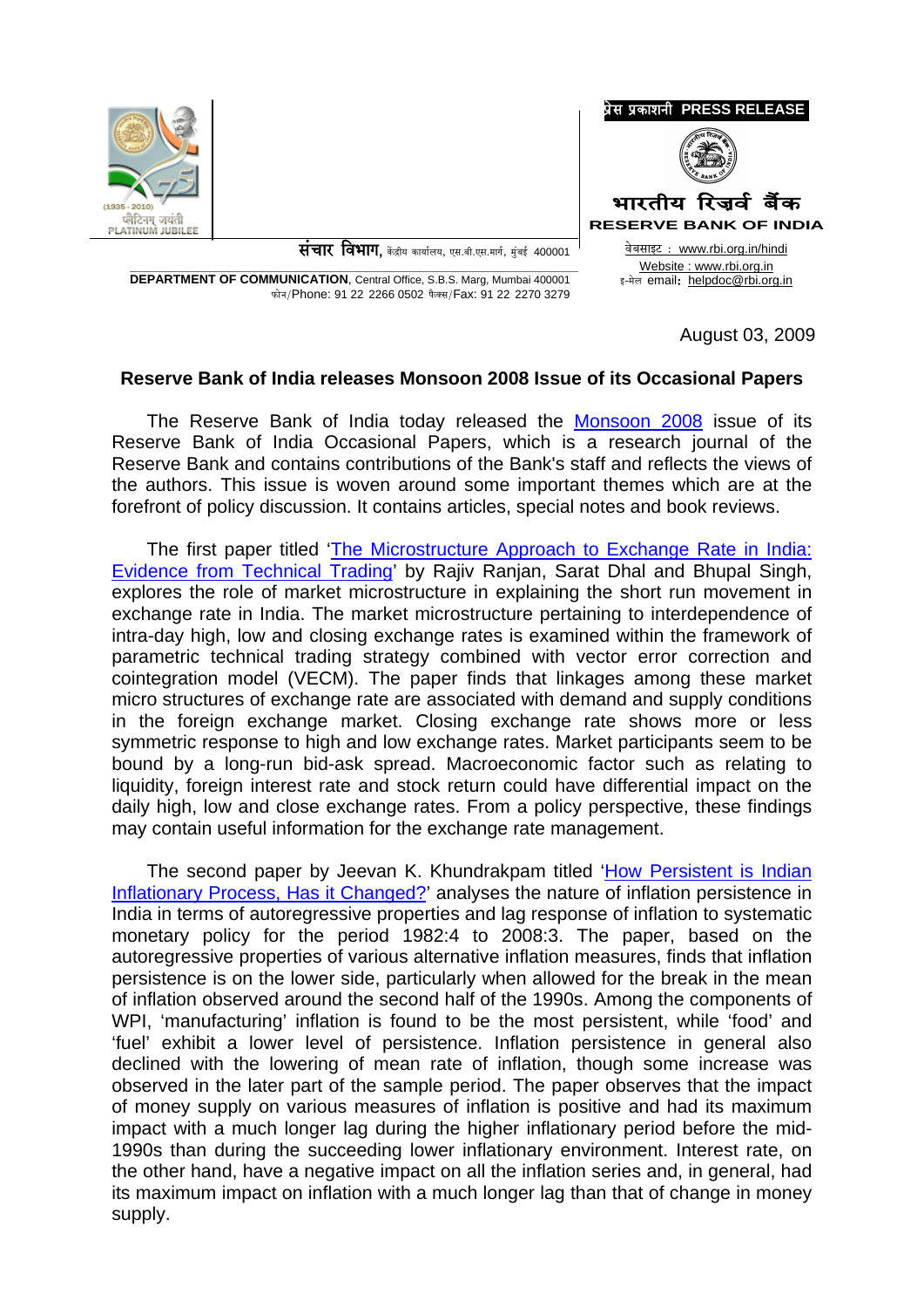प्रेस प्रकाशनी PRESS RELEASE

भारतीय रिज़र्व बैंक
RESERVE BANK OF INDIA

वेबसाइट : www.rbi.org.in/hindi
Website : www.rbi.org.in
इ-मेल email: helpdoc@rbi.org.in

संचार विभाग, केंद्रीय कार्यालय, एस.बी.एस.मार्ग, मुंबई 400001

**DEPARTMENT OF COMMUNICATION**, Central Office, S.B.S. Marg, Mumbai 400001
फोन/Phone: 91 22 2266 0502 फैक्स/Fax: 91 22 2270 3279

August 03, 2009

## Reserve Bank of India releases Monsoon 2008 Issue of its Occasional Papers

The Reserve Bank of India today released the Monsoon 2008 issue of its Reserve Bank of India Occasional Papers, which is a research journal of the Reserve Bank and contains contributions of the Bank's staff and reflects the views of the authors. This issue is woven around some important themes which are at the forefront of policy discussion. It contains articles, special notes and book reviews.

The first paper titled 'The Microstructure Approach to Exchange Rate in India: Evidence from Technical Trading' by Rajiv Ranjan, Sarat Dhal and Bhupal Singh, explores the role of market microstructure in explaining the short run movement in exchange rate in India. The market microstructure pertaining to interdependence of intra-day high, low and closing exchange rates is examined within the framework of parametric technical trading strategy combined with vector error correction and cointegration model (VECM). The paper finds that linkages among these market micro structures of exchange rate are associated with demand and supply conditions in the foreign exchange market. Closing exchange rate shows more or less symmetric response to high and low exchange rates. Market participants seem to be bound by a long-run bid-ask spread. Macroeconomic factor such as relating to liquidity, foreign interest rate and stock return could have differential impact on the daily high, low and close exchange rates. From a policy perspective, these findings may contain useful information for the exchange rate management.

The second paper by Jeevan K. Khundrakpam titled 'How Persistent is Indian Inflationary Process, Has it Changed?' analyses the nature of inflation persistence in India in terms of autoregressive properties and lag response of inflation to systematic monetary policy for the period 1982:4 to 2008:3. The paper, based on the autoregressive properties of various alternative inflation measures, finds that inflation persistence is on the lower side, particularly when allowed for the break in the mean of inflation observed around the second half of the 1990s. Among the components of WPI, 'manufacturing' inflation is found to be the most persistent, while 'food' and 'fuel' exhibit a lower level of persistence. Inflation persistence in general also declined with the lowering of mean rate of inflation, though some increase was observed in the later part of the sample period. The paper observes that the impact of money supply on various measures of inflation is positive and had its maximum impact with a much longer lag during the higher inflationary period before the mid-1990s than during the succeeding lower inflationary environment. Interest rate, on the other hand, have a negative impact on all the inflation series and, in general, had its maximum impact on inflation with a much longer lag than that of change in money supply.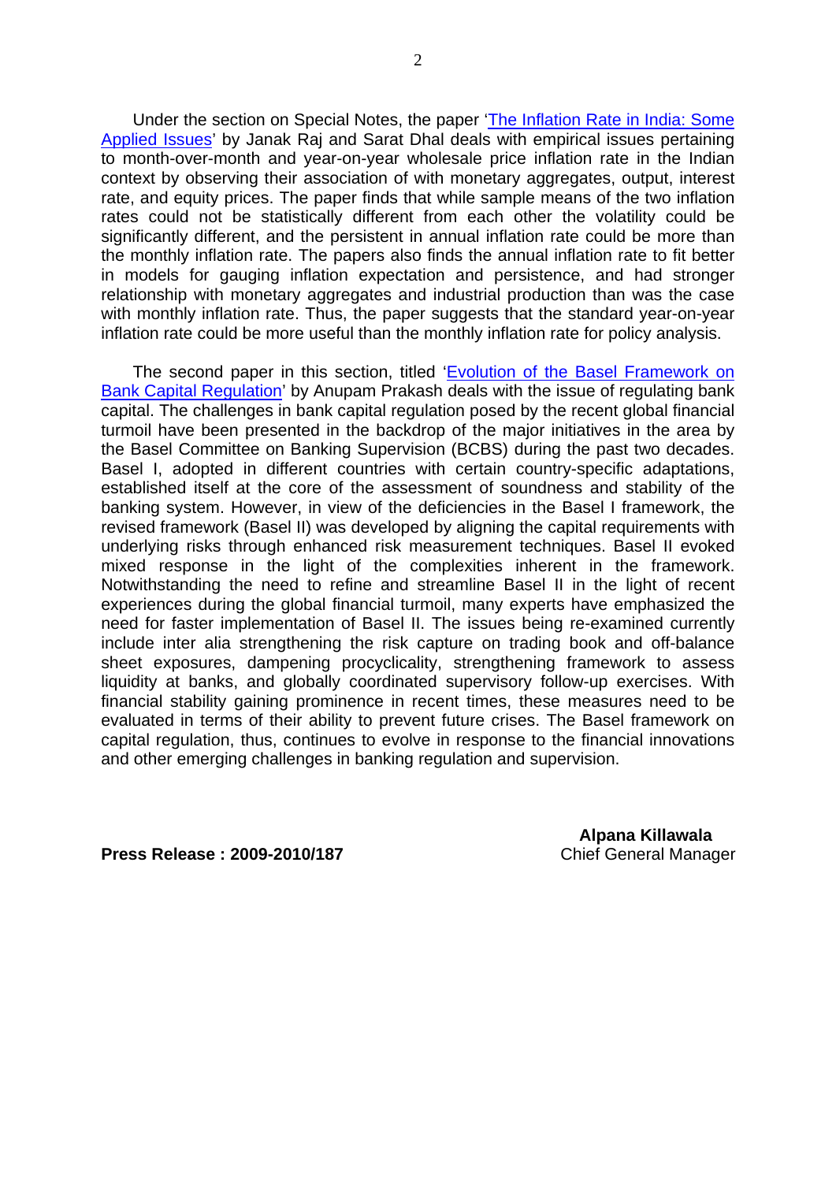Under the section on Special Notes, the paper '[The Inflation Rate in India: Some Applied Issues]' by Janak Raj and Sarat Dhal deals with empirical issues pertaining to month-over-month and year-on-year wholesale price inflation rate in the Indian context by observing their association of with monetary aggregates, output, interest rate, and equity prices. The paper finds that while sample means of the two inflation rates could not be statistically different from each other the volatility could be significantly different, and the persistent in annual inflation rate could be more than the monthly inflation rate. The papers also finds the annual inflation rate to fit better in models for gauging inflation expectation and persistence, and had stronger relationship with monetary aggregates and industrial production than was the case with monthly inflation rate. Thus, the paper suggests that the standard year-on-year inflation rate could be more useful than the monthly inflation rate for policy analysis.

The second paper in this section, titled '[Evolution of the Basel Framework on Bank Capital Regulation]' by Anupam Prakash deals with the issue of regulating bank capital. The challenges in bank capital regulation posed by the recent global financial turmoil have been presented in the backdrop of the major initiatives in the area by the Basel Committee on Banking Supervision (BCBS) during the past two decades. Basel I, adopted in different countries with certain country-specific adaptations, established itself at the core of the assessment of soundness and stability of the banking system. However, in view of the deficiencies in the Basel I framework, the revised framework (Basel II) was developed by aligning the capital requirements with underlying risks through enhanced risk measurement techniques. Basel II evoked mixed response in the light of the complexities inherent in the framework. Notwithstanding the need to refine and streamline Basel II in the light of recent experiences during the global financial turmoil, many experts have emphasized the need for faster implementation of Basel II. The issues being re-examined currently include inter alia strengthening the risk capture on trading book and off-balance sheet exposures, dampening procyclicality, strengthening framework to assess liquidity at banks, and globally coordinated supervisory follow-up exercises. With financial stability gaining prominence in recent times, these measures need to be evaluated in terms of their ability to prevent future crises. The Basel framework on capital regulation, thus, continues to evolve in response to the financial innovations and other emerging challenges in banking regulation and supervision.

**Alpana Killawala**
Chief General Manager

**Press Release : 2009-2010/187**